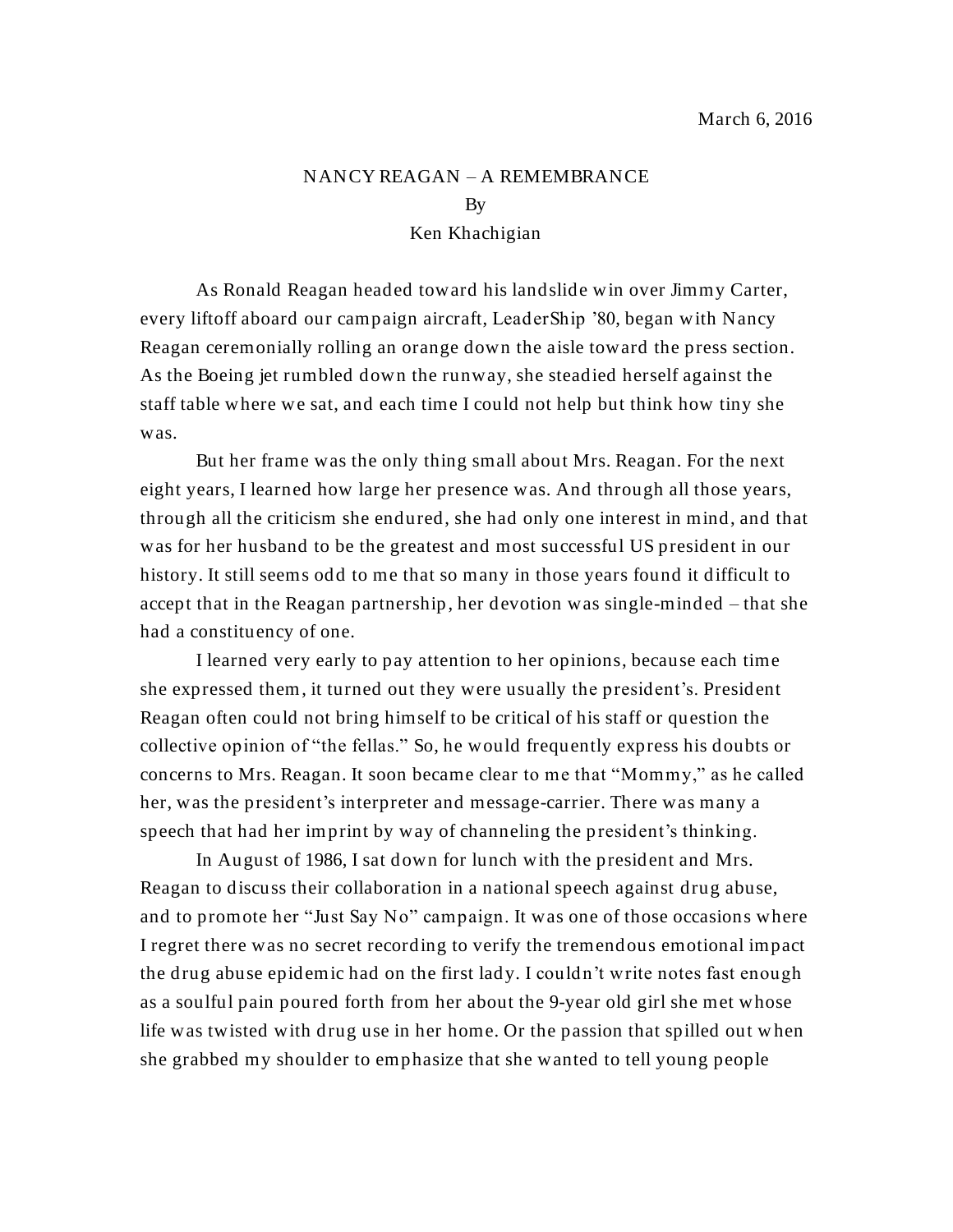March 6, 2016

# NANCY REAGAN – A REMEMBRANCE

By

Ken Khachigian

As Ronald Reagan headed toward his landslide win over Jimmy Carter, every liftoff aboard our campaign aircraft, LeaderShip '80, began with Nancy Reagan ceremonially rolling an orange down the aisle toward the press section. As the Boeing jet rumbled down the runway, she steadied herself against the staff table where we sat, and each time I could not help but think how tiny she was.

But her frame was the only thing small about Mrs. Reagan. For the next eight years, I learned how large her presence was. And through all those years, through all the criticism she endured, she had only one interest in mind, and that was for her husband to be the greatest and most successful US president in our history. It still seems odd to me that so many in those years found it difficult to accept that in the Reagan partnership, her devotion was single-minded – that she had a constituency of one.

I learned very early to pay attention to her opinions, because each time she expressed them, it turned out they were usually the president's. President Reagan often could not bring himself to be critical of his staff or question the collective opinion of "the fellas." So, he would frequently express his doubts or concerns to Mrs. Reagan. It soon became clear to me that "Mommy," as he called her, was the president's interpreter and message-carrier. There was many a speech that had her imprint by way of channeling the president's thinking.

In August of 1986, I sat down for lunch with the president and Mrs. Reagan to discuss their collaboration in a national speech against drug abuse, and to promote her "Just Say No" campaign. It was one of those occasions where I regret there was no secret recording to verify the tremendous emotional impact the drug abuse epidemic had on the first lady. I couldn't write notes fast enough as a soulful pain poured forth from her about the 9-year old girl she met whose life was twisted with drug use in her home. Or the passion that spilled out when she grabbed my shoulder to emphasize that she wanted to tell young people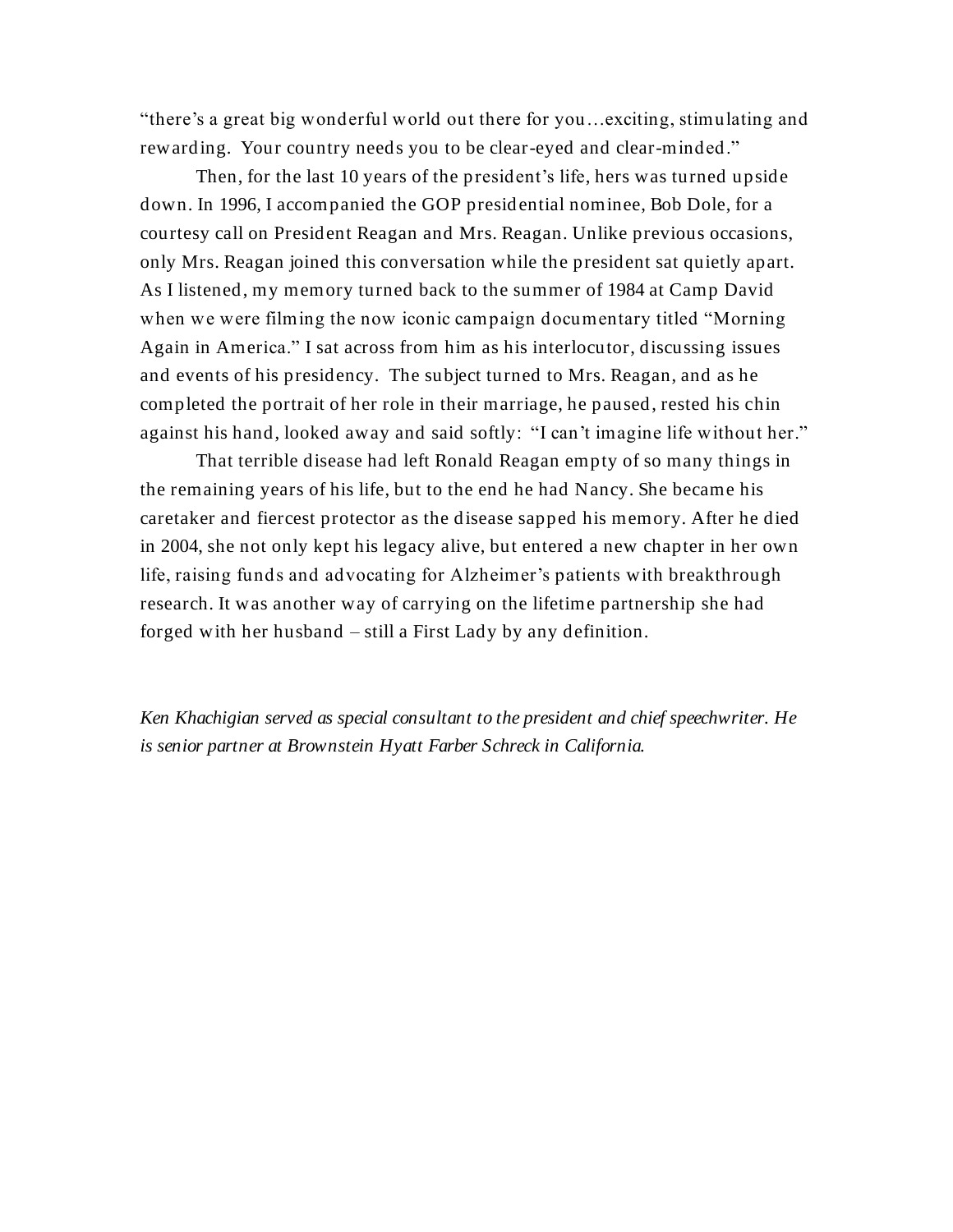"there's a great big wonderful world out there for you…exciting, stimulating and rewarding. Your country needs you to be clear-eyed and clear-minded."

Then, for the last 10 years of the president's life, hers was turned upside down. In 1996, I accompanied the GOP presidential nominee, Bob Dole, for a courtesy call on President Reagan and Mrs. Reagan. Unlike previous occasions, only Mrs. Reagan joined this conversation while the president sat quietly apart. As I listened, my memory turned back to the summer of 1984 at Camp David when we were filming the now iconic campaign documentary titled "Morning Again in America." I sat across from him as his interlocutor, discussing issues and events of his presidency. The subject turned to Mrs. Reagan, and as he completed the portrait of her role in their marriage, he paused, rested his chin against his hand, looked away and said softly: "I can't imagine life without her."

That terrible disease had left Ronald Reagan empty of so many things in the remaining years of his life, but to the end he had Nancy. She became his caretaker and fiercest protector as the disease sapped his memory. After he died in 2004, she not only kept his legacy alive, but entered a new chapter in her own life, raising funds and advocating for Alzheimer's patients with breakthrough research. It was another way of carrying on the lifetime partnership she had forged with her husband – still a First Lady by any definition.

*Ken Khachigian served as special consultant to the president and chief speechwriter. He is senior partner at Brownstein Hyatt Farber Schreck in California.*